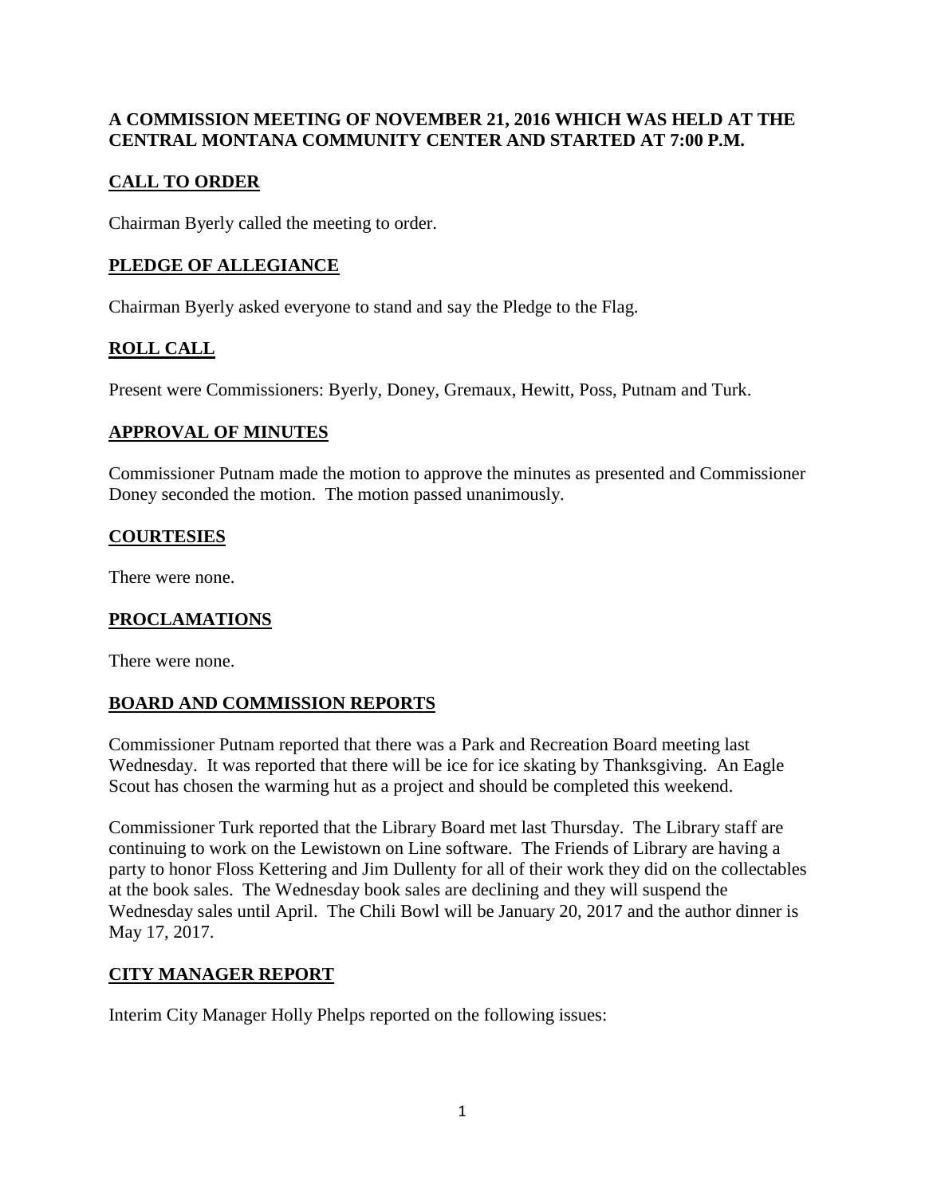**A COMMISSION MEETING OF NOVEMBER 21, 2016 WHICH WAS HELD AT THE CENTRAL MONTANA COMMUNITY CENTER AND STARTED AT 7:00 P.M.**

## CALL TO ORDER

Chairman Byerly called the meeting to order.

## PLEDGE OF ALLEGIANCE

Chairman Byerly asked everyone to stand and say the Pledge to the Flag.

## ROLL CALL

Present were Commissioners: Byerly, Doney, Gremaux, Hewitt, Poss, Putnam and Turk.

## APPROVAL OF MINUTES

Commissioner Putnam made the motion to approve the minutes as presented and Commissioner Doney seconded the motion. The motion passed unanimously.

## COURTESIES

There were none.

## PROCLAMATIONS

There were none.

## BOARD AND COMMISSION REPORTS

Commissioner Putnam reported that there was a Park and Recreation Board meeting last Wednesday. It was reported that there will be ice for ice skating by Thanksgiving. An Eagle Scout has chosen the warming hut as a project and should be completed this weekend.

Commissioner Turk reported that the Library Board met last Thursday. The Library staff are continuing to work on the Lewistown on Line software. The Friends of Library are having a party to honor Floss Kettering and Jim Dullenty for all of their work they did on the collectables at the book sales. The Wednesday book sales are declining and they will suspend the Wednesday sales until April. The Chili Bowl will be January 20, 2017 and the author dinner is May 17, 2017.

## CITY MANAGER REPORT

Interim City Manager Holly Phelps reported on the following issues: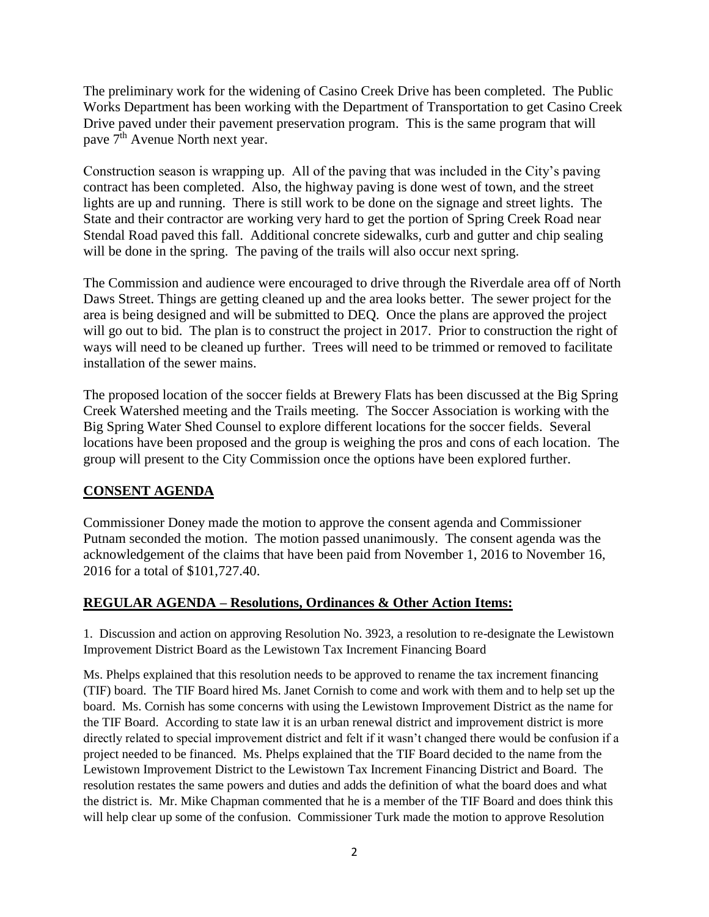The preliminary work for the widening of Casino Creek Drive has been completed. The Public Works Department has been working with the Department of Transportation to get Casino Creek Drive paved under their pavement preservation program. This is the same program that will pave 7th Avenue North next year.

Construction season is wrapping up. All of the paving that was included in the City's paving contract has been completed. Also, the highway paving is done west of town, and the street lights are up and running. There is still work to be done on the signage and street lights. The State and their contractor are working very hard to get the portion of Spring Creek Road near Stendal Road paved this fall. Additional concrete sidewalks, curb and gutter and chip sealing will be done in the spring. The paving of the trails will also occur next spring.

The Commission and audience were encouraged to drive through the Riverdale area off of North Daws Street. Things are getting cleaned up and the area looks better. The sewer project for the area is being designed and will be submitted to DEQ. Once the plans are approved the project will go out to bid. The plan is to construct the project in 2017. Prior to construction the right of ways will need to be cleaned up further. Trees will need to be trimmed or removed to facilitate installation of the sewer mains.

The proposed location of the soccer fields at Brewery Flats has been discussed at the Big Spring Creek Watershed meeting and the Trails meeting. The Soccer Association is working with the Big Spring Water Shed Counsel to explore different locations for the soccer fields. Several locations have been proposed and the group is weighing the pros and cons of each location. The group will present to the City Commission once the options have been explored further.

## CONSENT AGENDA

Commissioner Doney made the motion to approve the consent agenda and Commissioner Putnam seconded the motion. The motion passed unanimously. The consent agenda was the acknowledgement of the claims that have been paid from November 1, 2016 to November 16, 2016 for a total of $101,727.40.

## REGULAR AGENDA – Resolutions, Ordinances & Other Action Items:

1. Discussion and action on approving Resolution No. 3923, a resolution to re-designate the Lewistown Improvement District Board as the Lewistown Tax Increment Financing Board

Ms. Phelps explained that this resolution needs to be approved to rename the tax increment financing (TIF) board. The TIF Board hired Ms. Janet Cornish to come and work with them and to help set up the board. Ms. Cornish has some concerns with using the Lewistown Improvement District as the name for the TIF Board. According to state law it is an urban renewal district and improvement district is more directly related to special improvement district and felt if it wasn't changed there would be confusion if a project needed to be financed. Ms. Phelps explained that the TIF Board decided to the name from the Lewistown Improvement District to the Lewistown Tax Increment Financing District and Board. The resolution restates the same powers and duties and adds the definition of what the board does and what the district is. Mr. Mike Chapman commented that he is a member of the TIF Board and does think this will help clear up some of the confusion. Commissioner Turk made the motion to approve Resolution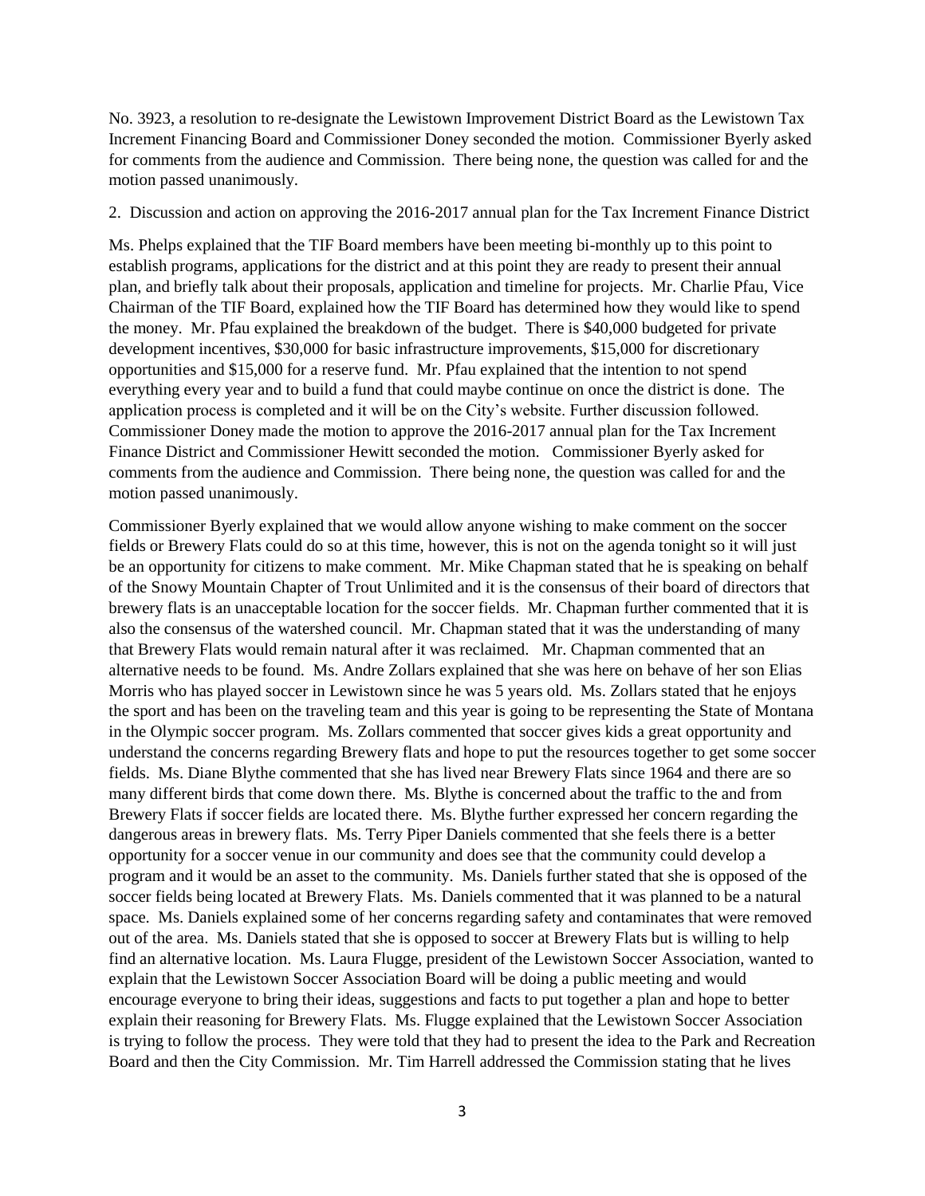No. 3923, a resolution to re-designate the Lewistown Improvement District Board as the Lewistown Tax Increment Financing Board and Commissioner Doney seconded the motion. Commissioner Byerly asked for comments from the audience and Commission. There being none, the question was called for and the motion passed unanimously.

2. Discussion and action on approving the 2016-2017 annual plan for the Tax Increment Finance District

Ms. Phelps explained that the TIF Board members have been meeting bi-monthly up to this point to establish programs, applications for the district and at this point they are ready to present their annual plan, and briefly talk about their proposals, application and timeline for projects. Mr. Charlie Pfau, Vice Chairman of the TIF Board, explained how the TIF Board has determined how they would like to spend the money. Mr. Pfau explained the breakdown of the budget. There is $40,000 budgeted for private development incentives, $30,000 for basic infrastructure improvements, $15,000 for discretionary opportunities and $15,000 for a reserve fund. Mr. Pfau explained that the intention to not spend everything every year and to build a fund that could maybe continue on once the district is done. The application process is completed and it will be on the City's website. Further discussion followed. Commissioner Doney made the motion to approve the 2016-2017 annual plan for the Tax Increment Finance District and Commissioner Hewitt seconded the motion. Commissioner Byerly asked for comments from the audience and Commission. There being none, the question was called for and the motion passed unanimously.

Commissioner Byerly explained that we would allow anyone wishing to make comment on the soccer fields or Brewery Flats could do so at this time, however, this is not on the agenda tonight so it will just be an opportunity for citizens to make comment. Mr. Mike Chapman stated that he is speaking on behalf of the Snowy Mountain Chapter of Trout Unlimited and it is the consensus of their board of directors that brewery flats is an unacceptable location for the soccer fields. Mr. Chapman further commented that it is also the consensus of the watershed council. Mr. Chapman stated that it was the understanding of many that Brewery Flats would remain natural after it was reclaimed. Mr. Chapman commented that an alternative needs to be found. Ms. Andre Zollars explained that she was here on behave of her son Elias Morris who has played soccer in Lewistown since he was 5 years old. Ms. Zollars stated that he enjoys the sport and has been on the traveling team and this year is going to be representing the State of Montana in the Olympic soccer program. Ms. Zollars commented that soccer gives kids a great opportunity and understand the concerns regarding Brewery flats and hope to put the resources together to get some soccer fields. Ms. Diane Blythe commented that she has lived near Brewery Flats since 1964 and there are so many different birds that come down there. Ms. Blythe is concerned about the traffic to the and from Brewery Flats if soccer fields are located there. Ms. Blythe further expressed her concern regarding the dangerous areas in brewery flats. Ms. Terry Piper Daniels commented that she feels there is a better opportunity for a soccer venue in our community and does see that the community could develop a program and it would be an asset to the community. Ms. Daniels further stated that she is opposed of the soccer fields being located at Brewery Flats. Ms. Daniels commented that it was planned to be a natural space. Ms. Daniels explained some of her concerns regarding safety and contaminates that were removed out of the area. Ms. Daniels stated that she is opposed to soccer at Brewery Flats but is willing to help find an alternative location. Ms. Laura Flugge, president of the Lewistown Soccer Association, wanted to explain that the Lewistown Soccer Association Board will be doing a public meeting and would encourage everyone to bring their ideas, suggestions and facts to put together a plan and hope to better explain their reasoning for Brewery Flats. Ms. Flugge explained that the Lewistown Soccer Association is trying to follow the process. They were told that they had to present the idea to the Park and Recreation Board and then the City Commission. Mr. Tim Harrell addressed the Commission stating that he lives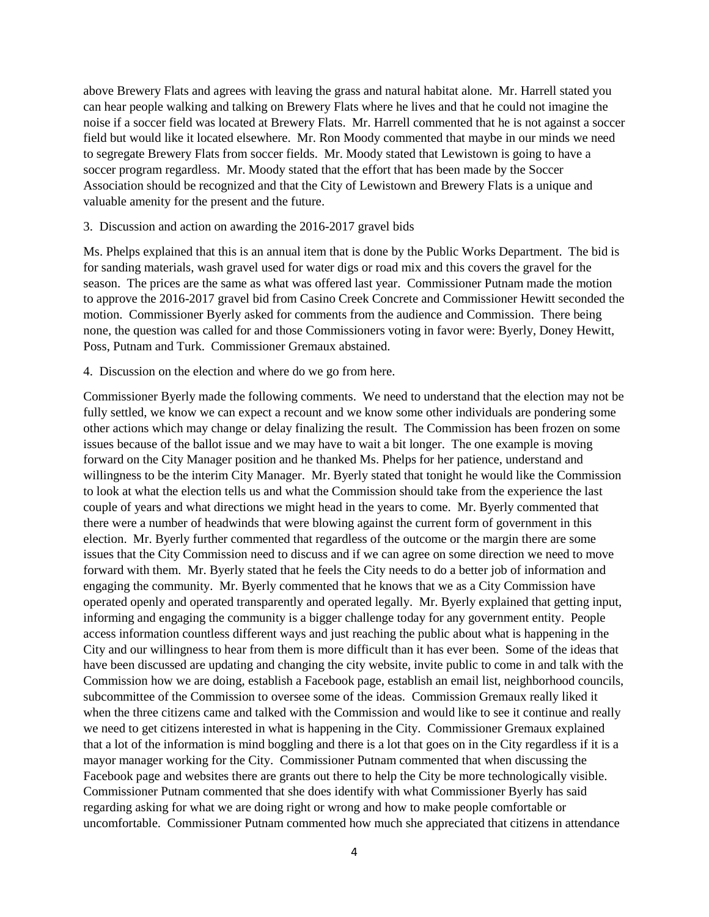above Brewery Flats and agrees with leaving the grass and natural habitat alone. Mr. Harrell stated you can hear people walking and talking on Brewery Flats where he lives and that he could not imagine the noise if a soccer field was located at Brewery Flats. Mr. Harrell commented that he is not against a soccer field but would like it located elsewhere. Mr. Ron Moody commented that maybe in our minds we need to segregate Brewery Flats from soccer fields. Mr. Moody stated that Lewistown is going to have a soccer program regardless. Mr. Moody stated that the effort that has been made by the Soccer Association should be recognized and that the City of Lewistown and Brewery Flats is a unique and valuable amenity for the present and the future.

3. Discussion and action on awarding the 2016-2017 gravel bids

Ms. Phelps explained that this is an annual item that is done by the Public Works Department. The bid is for sanding materials, wash gravel used for water digs or road mix and this covers the gravel for the season. The prices are the same as what was offered last year. Commissioner Putnam made the motion to approve the 2016-2017 gravel bid from Casino Creek Concrete and Commissioner Hewitt seconded the motion. Commissioner Byerly asked for comments from the audience and Commission. There being none, the question was called for and those Commissioners voting in favor were: Byerly, Doney Hewitt, Poss, Putnam and Turk. Commissioner Gremaux abstained.

4. Discussion on the election and where do we go from here.

Commissioner Byerly made the following comments. We need to understand that the election may not be fully settled, we know we can expect a recount and we know some other individuals are pondering some other actions which may change or delay finalizing the result. The Commission has been frozen on some issues because of the ballot issue and we may have to wait a bit longer. The one example is moving forward on the City Manager position and he thanked Ms. Phelps for her patience, understand and willingness to be the interim City Manager. Mr. Byerly stated that tonight he would like the Commission to look at what the election tells us and what the Commission should take from the experience the last couple of years and what directions we might head in the years to come. Mr. Byerly commented that there were a number of headwinds that were blowing against the current form of government in this election. Mr. Byerly further commented that regardless of the outcome or the margin there are some issues that the City Commission need to discuss and if we can agree on some direction we need to move forward with them. Mr. Byerly stated that he feels the City needs to do a better job of information and engaging the community. Mr. Byerly commented that he knows that we as a City Commission have operated openly and operated transparently and operated legally. Mr. Byerly explained that getting input, informing and engaging the community is a bigger challenge today for any government entity. People access information countless different ways and just reaching the public about what is happening in the City and our willingness to hear from them is more difficult than it has ever been. Some of the ideas that have been discussed are updating and changing the city website, invite public to come in and talk with the Commission how we are doing, establish a Facebook page, establish an email list, neighborhood councils, subcommittee of the Commission to oversee some of the ideas. Commission Gremaux really liked it when the three citizens came and talked with the Commission and would like to see it continue and really we need to get citizens interested in what is happening in the City. Commissioner Gremaux explained that a lot of the information is mind boggling and there is a lot that goes on in the City regardless if it is a mayor manager working for the City. Commissioner Putnam commented that when discussing the Facebook page and websites there are grants out there to help the City be more technologically visible. Commissioner Putnam commented that she does identify with what Commissioner Byerly has said regarding asking for what we are doing right or wrong and how to make people comfortable or uncomfortable. Commissioner Putnam commented how much she appreciated that citizens in attendance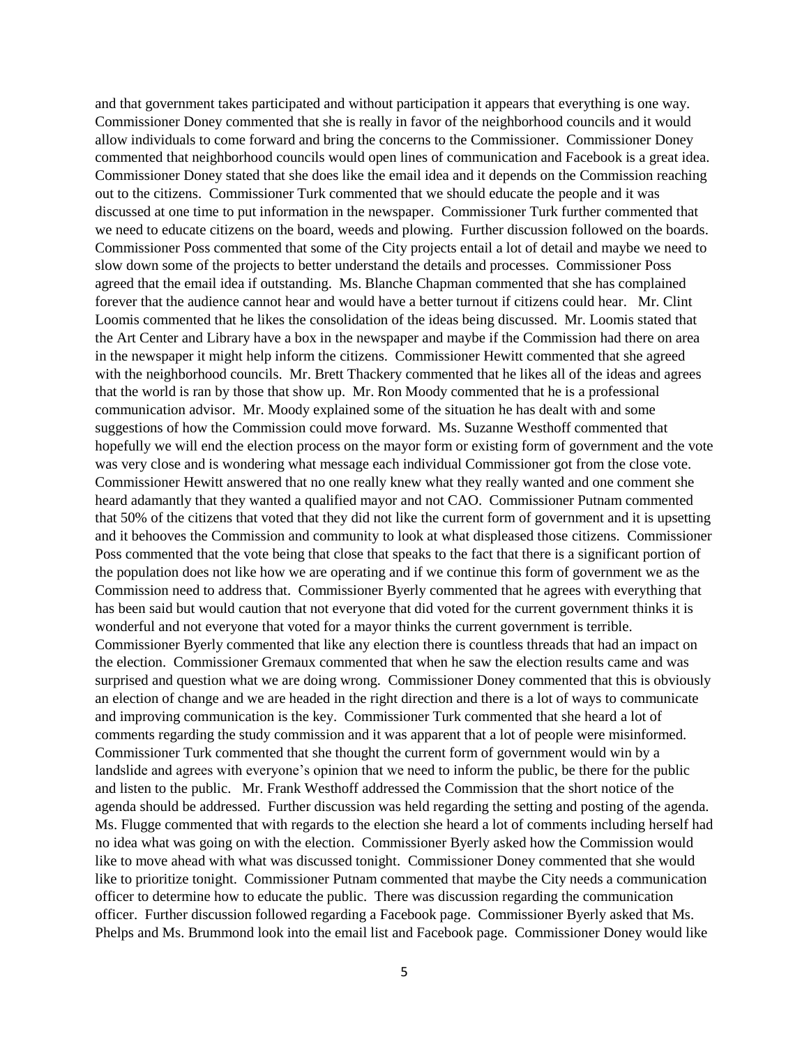and that government takes participated and without participation it appears that everything is one way. Commissioner Doney commented that she is really in favor of the neighborhood councils and it would allow individuals to come forward and bring the concerns to the Commissioner. Commissioner Doney commented that neighborhood councils would open lines of communication and Facebook is a great idea. Commissioner Doney stated that she does like the email idea and it depends on the Commission reaching out to the citizens. Commissioner Turk commented that we should educate the people and it was discussed at one time to put information in the newspaper. Commissioner Turk further commented that we need to educate citizens on the board, weeds and plowing. Further discussion followed on the boards. Commissioner Poss commented that some of the City projects entail a lot of detail and maybe we need to slow down some of the projects to better understand the details and processes. Commissioner Poss agreed that the email idea if outstanding. Ms. Blanche Chapman commented that she has complained forever that the audience cannot hear and would have a better turnout if citizens could hear. Mr. Clint Loomis commented that he likes the consolidation of the ideas being discussed. Mr. Loomis stated that the Art Center and Library have a box in the newspaper and maybe if the Commission had there on area in the newspaper it might help inform the citizens. Commissioner Hewitt commented that she agreed with the neighborhood councils. Mr. Brett Thackery commented that he likes all of the ideas and agrees that the world is ran by those that show up. Mr. Ron Moody commented that he is a professional communication advisor. Mr. Moody explained some of the situation he has dealt with and some suggestions of how the Commission could move forward. Ms. Suzanne Westhoff commented that hopefully we will end the election process on the mayor form or existing form of government and the vote was very close and is wondering what message each individual Commissioner got from the close vote. Commissioner Hewitt answered that no one really knew what they really wanted and one comment she heard adamantly that they wanted a qualified mayor and not CAO. Commissioner Putnam commented that 50% of the citizens that voted that they did not like the current form of government and it is upsetting and it behooves the Commission and community to look at what displeased those citizens. Commissioner Poss commented that the vote being that close that speaks to the fact that there is a significant portion of the population does not like how we are operating and if we continue this form of government we as the Commission need to address that. Commissioner Byerly commented that he agrees with everything that has been said but would caution that not everyone that did voted for the current government thinks it is wonderful and not everyone that voted for a mayor thinks the current government is terrible. Commissioner Byerly commented that like any election there is countless threads that had an impact on the election. Commissioner Gremaux commented that when he saw the election results came and was surprised and question what we are doing wrong. Commissioner Doney commented that this is obviously an election of change and we are headed in the right direction and there is a lot of ways to communicate and improving communication is the key. Commissioner Turk commented that she heard a lot of comments regarding the study commission and it was apparent that a lot of people were misinformed. Commissioner Turk commented that she thought the current form of government would win by a landslide and agrees with everyone's opinion that we need to inform the public, be there for the public and listen to the public. Mr. Frank Westhoff addressed the Commission that the short notice of the agenda should be addressed. Further discussion was held regarding the setting and posting of the agenda. Ms. Flugge commented that with regards to the election she heard a lot of comments including herself had no idea what was going on with the election. Commissioner Byerly asked how the Commission would like to move ahead with what was discussed tonight. Commissioner Doney commented that she would like to prioritize tonight. Commissioner Putnam commented that maybe the City needs a communication officer to determine how to educate the public. There was discussion regarding the communication officer. Further discussion followed regarding a Facebook page. Commissioner Byerly asked that Ms. Phelps and Ms. Brummond look into the email list and Facebook page. Commissioner Doney would like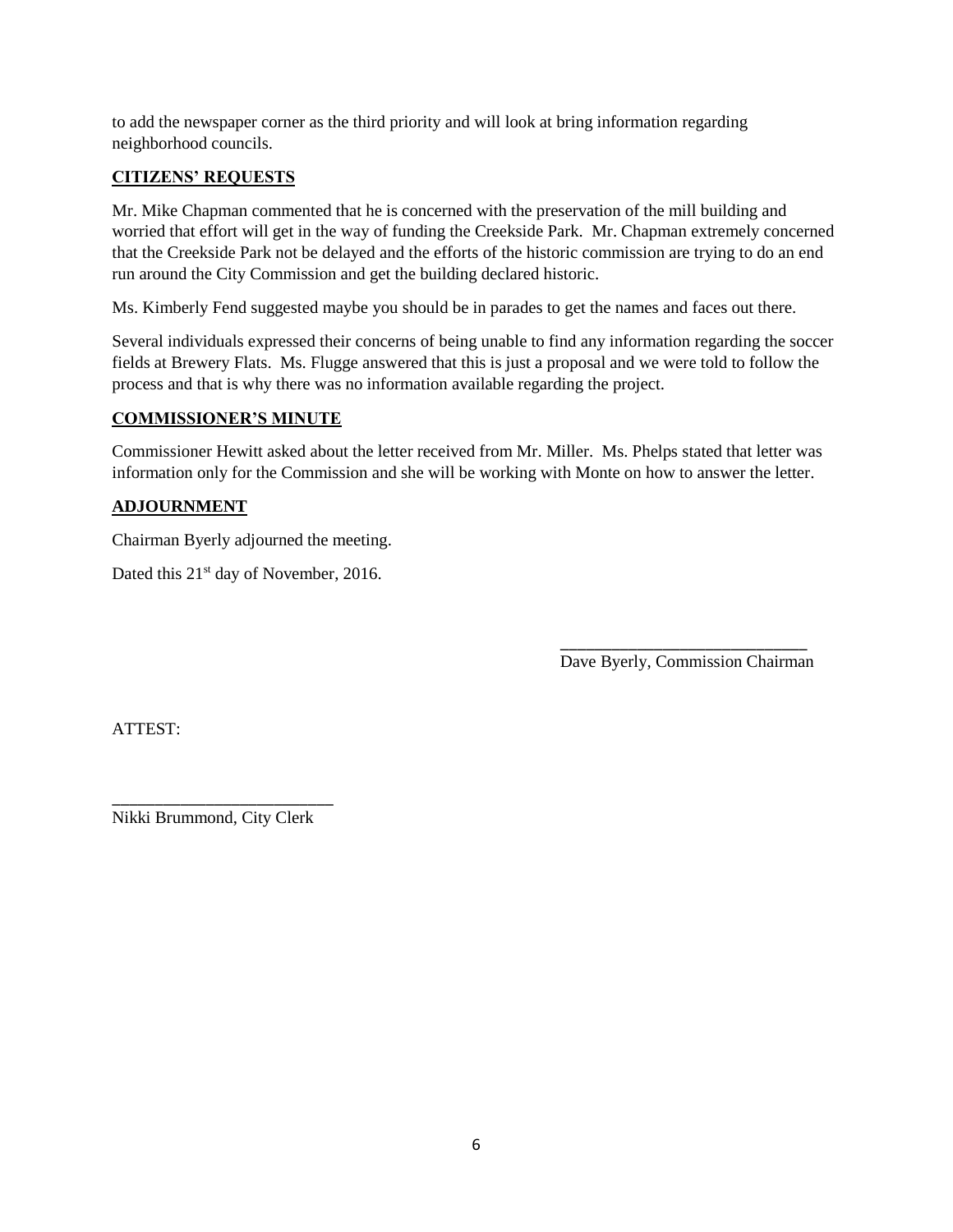to add the newspaper corner as the third priority and will look at bring information regarding neighborhood councils.

## CITIZENS' REQUESTS

Mr. Mike Chapman commented that he is concerned with the preservation of the mill building and worried that effort will get in the way of funding the Creekside Park. Mr. Chapman extremely concerned that the Creekside Park not be delayed and the efforts of the historic commission are trying to do an end run around the City Commission and get the building declared historic.

Ms. Kimberly Fend suggested maybe you should be in parades to get the names and faces out there.

Several individuals expressed their concerns of being unable to find any information regarding the soccer fields at Brewery Flats. Ms. Flugge answered that this is just a proposal and we were told to follow the process and that is why there was no information available regarding the project.

## COMMISSIONER'S MINUTE

Commissioner Hewitt asked about the letter received from Mr. Miller. Ms. Phelps stated that letter was information only for the Commission and she will be working with Monte on how to answer the letter.

## ADJOURNMENT

Chairman Byerly adjourned the meeting.

Dated this 21st day of November, 2016.

\_\_\_\_\_\_\_\_\_\_\_\_\_\_\_\_\_\_\_\_\_\_\_\_\_\_\_\_\_\_
Dave Byerly, Commission Chairman

ATTEST:

\_\_\_\_\_\_\_\_\_\_\_\_\_\_\_\_\_\_\_\_\_\_\_\_\_\_
Nikki Brummond, City Clerk